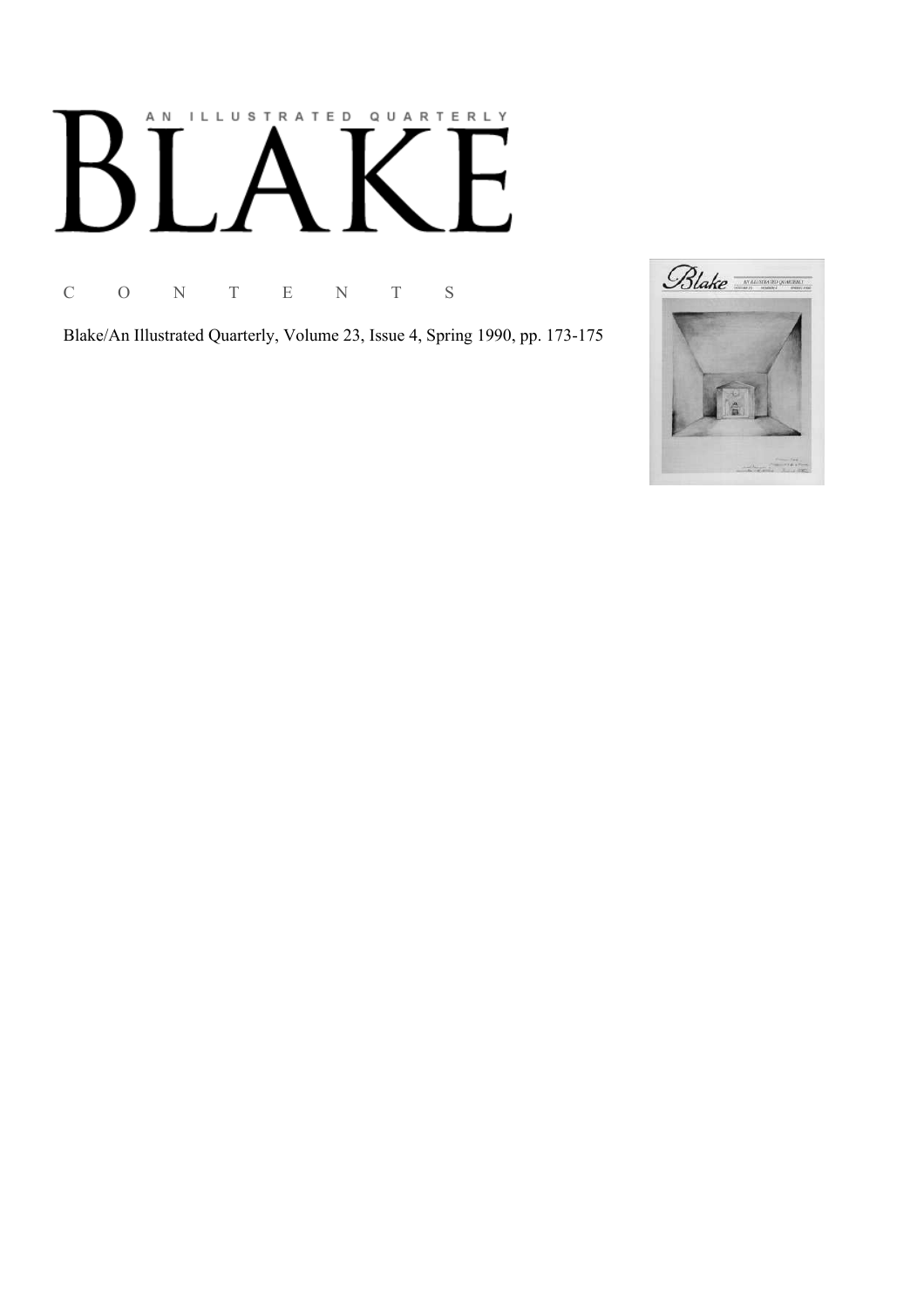AN ILLUSTRATED QUARTERLY

# BLAKE

C O N T E N T S

Blake/An Illustrated Quarterly, Volume 23, Issue 4, Spring 1990, pp. 173-175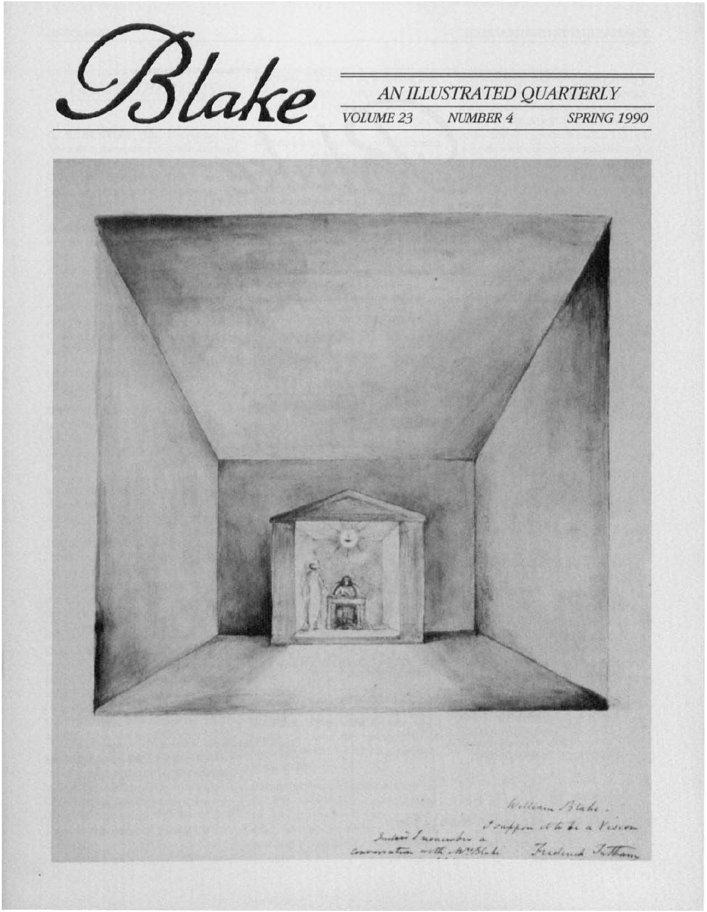# Blake

## AN ILLUSTRATED QUARTERLY

VOLUME 23 NUMBER 4 SPRING 1990

William Blake.
I suppose it to be a Vision
Indeed I remember a
Conversation with Mrs Blake
Frederick Tatham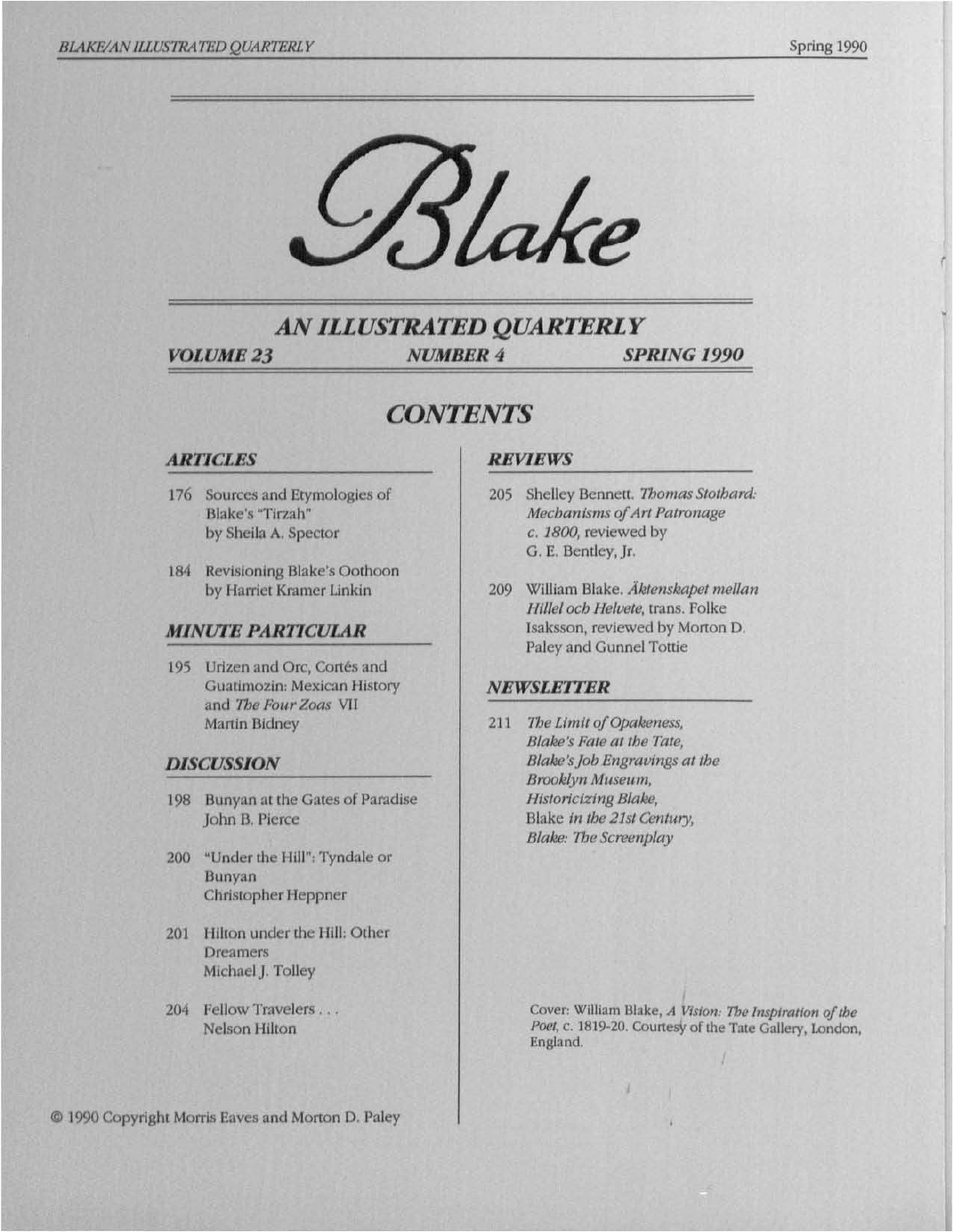# Blake

## AN ILLUSTRATED QUARTERLY

***VOLUME 23*** ***NUMBER 4*** ***SPRING 1990***

## CONTENTS

### *ARTICLES*

176 Sources and Etymologies of Blake's "Tirzah"
by Sheila A. Spector

184 Revisioning Blake's Oothoon
by Harriet Kramer Linkin

### *MINUTE PARTICULAR*

195 Urizen and Orc, Cortés and Guatimozin: Mexican History and *The Four Zoas* VII
Martin Bidney

### *DISCUSSION*

198 Bunyan at the Gates of Paradise
John B. Pierce

200 "Under the Hill": Tyndale or Bunyan
Christopher Heppner

201 Hilton under the Hill: Other Dreamers
Michael J. Tolley

204 Fellow Travelers . . .
Nelson Hilton

### *REVIEWS*

205 Shelley Bennett. *Thomas Stothard: Mechanisms of Art Patronage c. 1800*, reviewed by G. E. Bentley, Jr.

209 William Blake. *Äktenskapet mellan Hillel och Helvete*, trans. Folke Isaksson, reviewed by Morton D. Paley and Gunnel Tottie

### *NEWSLETTER*

211 *The Limit of Opakeness, Blake's Fate at the Tate, Blake's Job Engravings at the Brooklyn Museum, Historicizing Blake,* Blake *in the 21st Century, Blake: The Screenplay*

Cover: William Blake, *A Vision: The Inspiration of the Poet*, c. 1819-20. Courtesy of the Tate Gallery, London, England.

© 1990 Copyright Morris Eaves and Morton D. Paley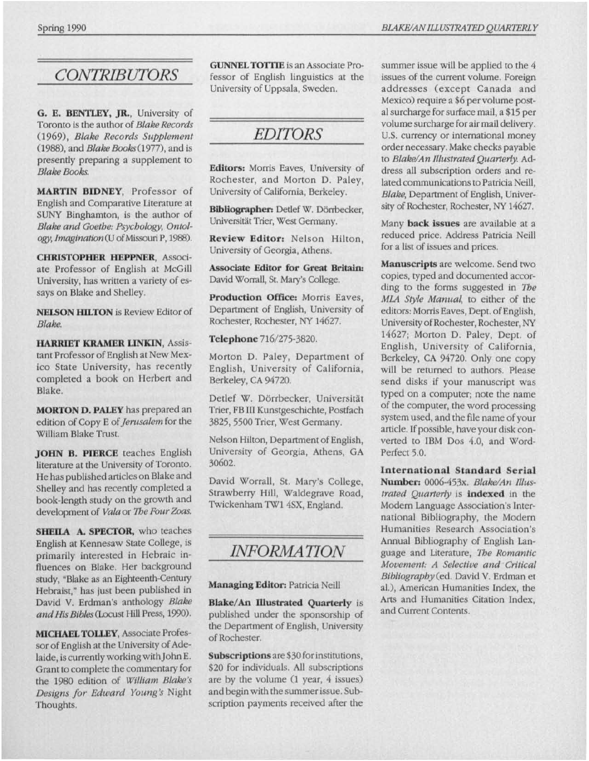## CONTRIBUTORS

**G. E. BENTLEY, JR.**, University of Toronto is the author of *Blake Records* (1969), *Blake Records Supplement* (1988), and *Blake Books* (1977), and is presently preparing a supplement to *Blake Books*.

**MARTIN BIDNEY**, Professor of English and Comparative Literature at SUNY Binghamton, is the author of *Blake and Goethe: Psychology, Ontology, Imagination* (U of Missouri P, 1988).

**CHRISTOPHER HEPPNER**, Associate Professor of English at McGill University, has written a variety of essays on Blake and Shelley.

**NELSON HILTON** is Review Editor of *Blake*.

**HARRIET KRAMER LINKIN**, Assistant Professor of English at New Mexico State University, has recently completed a book on Herbert and Blake.

**MORTON D. PALEY** has prepared an edition of Copy E of *Jerusalem* for the William Blake Trust.

**JOHN B. PIERCE** teaches English literature at the University of Toronto. He has published articles on Blake and Shelley and has recently completed a book-length study on the growth and development of *Vala* or *The Four Zoas*.

**SHEILA A. SPECTOR**, who teaches English at Kennesaw State College, is primarily interested in Hebraic influences on Blake. Her background study, "Blake as an Eighteenth-Century Hebraist," has just been published in David V. Erdman's anthology *Blake and His Bibles* (Locust Hill Press, 1990).

**MICHAEL TOLLEY**, Associate Professor of English at the University of Adelaide, is currently working with John E. Grant to complete the commentary for the 1980 edition of *William Blake's Designs for Edward Young's* Night Thoughts.

**GUNNEL TOTTIE** is an Associate Professor of English linguistics at the University of Uppsala, Sweden.

## EDITORS

**Editors:** Morris Eaves, University of Rochester, and Morton D. Paley, University of California, Berkeley.

**Bibliographer:** Detlef W. Dörrbecker, Universität Trier, West Germany.

**Review Editor:** Nelson Hilton, University of Georgia, Athens.

**Associate Editor for Great Britain:** David Worrall, St. Mary's College.

**Production Office:** Morris Eaves, Department of English, University of Rochester, Rochester, NY 14627.

**Telephone** 716/275-3820.

Morton D. Paley, Department of English, University of California, Berkeley, CA 94720.

Detlef W. Dörrbecker, Universität Trier, FB III Kunstgeschichte, Postfach 3825, 5500 Trier, West Germany.

Nelson Hilton, Department of English, University of Georgia, Athens, GA 30602.

David Worrall, St. Mary's College, Strawberry Hill, Waldegrave Road, Twickenham TW1 4SX, England.

## INFORMATION

**Managing Editor:** Patricia Neill

**Blake/An Illustrated Quarterly** is published under the sponsorship of the Department of English, University of Rochester.

**Subscriptions** are $30 for institutions, $20 for individuals. All subscriptions are by the volume (1 year, 4 issues) and begin with the summer issue. Subscription payments received after the summer issue will be applied to the 4 issues of the current volume. Foreign addresses (except Canada and Mexico) require a $6 per volume postal surcharge for surface mail, a $15 per volume surcharge for air mail delivery. U.S. currency or international money order necessary. Make checks payable to *Blake/An Illustrated Quarterly*. Address all subscription orders and related communications to Patricia Neill, *Blake*, Department of English, University of Rochester, Rochester, NY 14627.

Many **back issues** are available at a reduced price. Address Patricia Neill for a list of issues and prices.

**Manuscripts** are welcome. Send two copies, typed and documented according to the forms suggested in *The MLA Style Manual*, to either of the editors: Morris Eaves, Dept. of English, University of Rochester, Rochester, NY 14627; Morton D. Paley, Dept. of English, University of California, Berkeley, CA 94720. Only one copy will be returned to authors. Please send disks if your manuscript was typed on a computer; note the name of the computer, the word processing system used, and the file name of your article. If possible, have your disk converted to IBM Dos 4.0, and WordPerfect 5.0.

**International Standard Serial Number:** 0006-453x. *Blake/An Illustrated Quarterly* is **indexed** in the Modern Language Association's International Bibliography, the Modern Humanities Research Association's Annual Bibliography of English Language and Literature, *The Romantic Movement: A Selective and Critical Bibliography* (ed. David V. Erdman et al.), American Humanities Index, the Arts and Humanities Citation Index, and Current Contents.